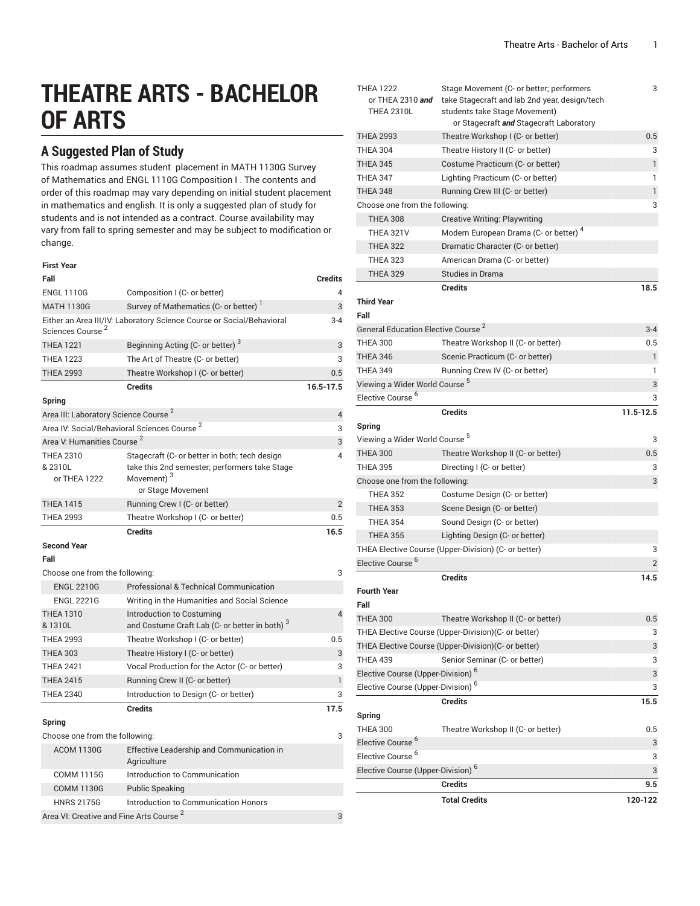# THEATRE ARTS - BACHELOR OF ARTS

## A Suggested Plan of Study

This roadmap assumes student placement in MATH 1130G Survey of Mathematics and ENGL 1110G Composition I . The contents and order of this roadmap may vary depending on initial student placement in mathematics and english. It is only a suggested plan of study for students and is not intended as a contract. Course availability may vary from fall to spring semester and may be subject to modification or change.

| First Year | | |
|---|---|---|
| **Fall** | | **Credits** |
| ENGL 1110G | Composition I (C- or better) | 4 |
| MATH 1130G | Survey of Mathematics (C- or better) [1] | 3 |
| Either an Area III/IV: Laboratory Science Course or Social/Behavioral Sciences Course [2] | | 3-4 |
| THEA 1221 | Beginning Acting (C- or better) [3] | 3 |
| THEA 1223 | The Art of Theatre (C- or better) | 3 |
| THEA 2993 | Theatre Workshop I (C- or better) | 0.5 |
| | **Credits** | **16.5-17.5** |
| **Spring** | | |
| Area III: Laboratory Science Course [2] | | 4 |
| Area IV: Social/Behavioral Sciences Course [2] | | 3 |
| Area V: Humanities Course [2] | | 3 |
| THEA 2310 & 2310L or THEA 1222 | Stagecraft (C- or better in both; tech design take this 2nd semester; performers take Stage Movement) [3] or Stage Movement | 4 |
| THEA 1415 | Running Crew I (C- or better) | 2 |
| THEA 2993 | Theatre Workshop I (C- or better) | 0.5 |
| | **Credits** | **16.5** |
| **Second Year** | | |
| **Fall** | | |
| Choose one from the following: | | 3 |
| ENGL 2210G | Professional & Technical Communication | |
| ENGL 2221G | Writing in the Humanities and Social Science | |
| THEA 1310 & 1310L | Introduction to Costuming and Costume Craft Lab (C- or better in both) [3] | 4 |
| THEA 2993 | Theatre Workshop I (C- or better) | 0.5 |
| THEA 303 | Theatre History I (C- or better) | 3 |
| THEA 2421 | Vocal Production for the Actor (C- or better) | 3 |
| THEA 2415 | Running Crew II (C- or better) | 1 |
| THEA 2340 | Introduction to Design (C- or better) | 3 |
| | **Credits** | **17.5** |
| **Spring** | | |
| Choose one from the following: | | 3 |
| ACOM 1130G | Effective Leadership and Communication in Agriculture | |
| COMM 1115G | Introduction to Communication | |
| COMM 1130G | Public Speaking | |
| HNRS 2175G | Introduction to Communication Honors | |
| Area VI: Creative and Fine Arts Course [2] | | 3 |
| THEA 1222 or THEA 2310 ***and*** THEA 2310L | Stage Movement (C- or better; performers take Stagecraft and lab 2nd year, design/tech students take Stage Movement) or Stagecraft ***and*** Stagecraft Laboratory | 3 |
| THEA 2993 | Theatre Workshop I (C- or better) | 0.5 |
| THEA 304 | Theatre History II (C- or better) | 3 |
| THEA 345 | Costume Practicum (C- or better) | 1 |
| THEA 347 | Lighting Practicum (C- or better) | 1 |
| THEA 348 | Running Crew III (C- or better) | 1 |
| Choose one from the following: | | 3 |
| THEA 308 | Creative Writing: Playwriting | |
| THEA 321V | Modern European Drama (C- or better) [4] | |
| THEA 322 | Dramatic Character (C- or better) | |
| THEA 323 | American Drama (C- or better) | |
| THEA 329 | Studies in Drama | |
| | **Credits** | **18.5** |
| **Third Year** | | |
| **Fall** | | |
| General Education Elective Course [2] | | 3-4 |
| THEA 300 | Theatre Workshop II (C- or better) | 0.5 |
| THEA 346 | Scenic Practicum (C- or better) | 1 |
| THEA 349 | Running Crew IV (C- or better) | 1 |
| Viewing a Wider World Course [5] | | 3 |
| Elective Course [6] | | 3 |
| | **Credits** | **11.5-12.5** |
| **Spring** | | |
| Viewing a Wider World Course [5] | | 3 |
| THEA 300 | Theatre Workshop II (C- or better) | 0.5 |
| THEA 395 | Directing I (C- or better) | 3 |
| Choose one from the following: | | 3 |
| THEA 352 | Costume Design (C- or better) | |
| THEA 353 | Scene Design (C- or better) | |
| THEA 354 | Sound Design (C- or better) | |
| THEA 355 | Lighting Design (C- or better) | |
| THEA Elective Course (Upper-Division) (C- or better) | | 3 |
| Elective Course [6] | | 2 |
| | **Credits** | **14.5** |
| **Fourth Year** | | |
| **Fall** | | |
| THEA 300 | Theatre Workshop II (C- or better) | 0.5 |
| THEA Elective Course (Upper-Division)(C- or better) | | 3 |
| THEA Elective Course (Upper-Division)(C- or better) | | 3 |
| THEA 439 | Senior Seminar (C- or better) | 3 |
| Elective Course (Upper-Division) [6] | | 3 |
| Elective Course (Upper-Division) [6] | | 3 |
| | **Credits** | **15.5** |
| **Spring** | | |
| THEA 300 | Theatre Workshop II (C- or better) | 0.5 |
| Elective Course [6] | | 3 |
| Elective Course [6] | | 3 |
| Elective Course (Upper-Division) [6] | | 3 |
| | **Credits** | **9.5** |
| | **Total Credits** | **120-122** |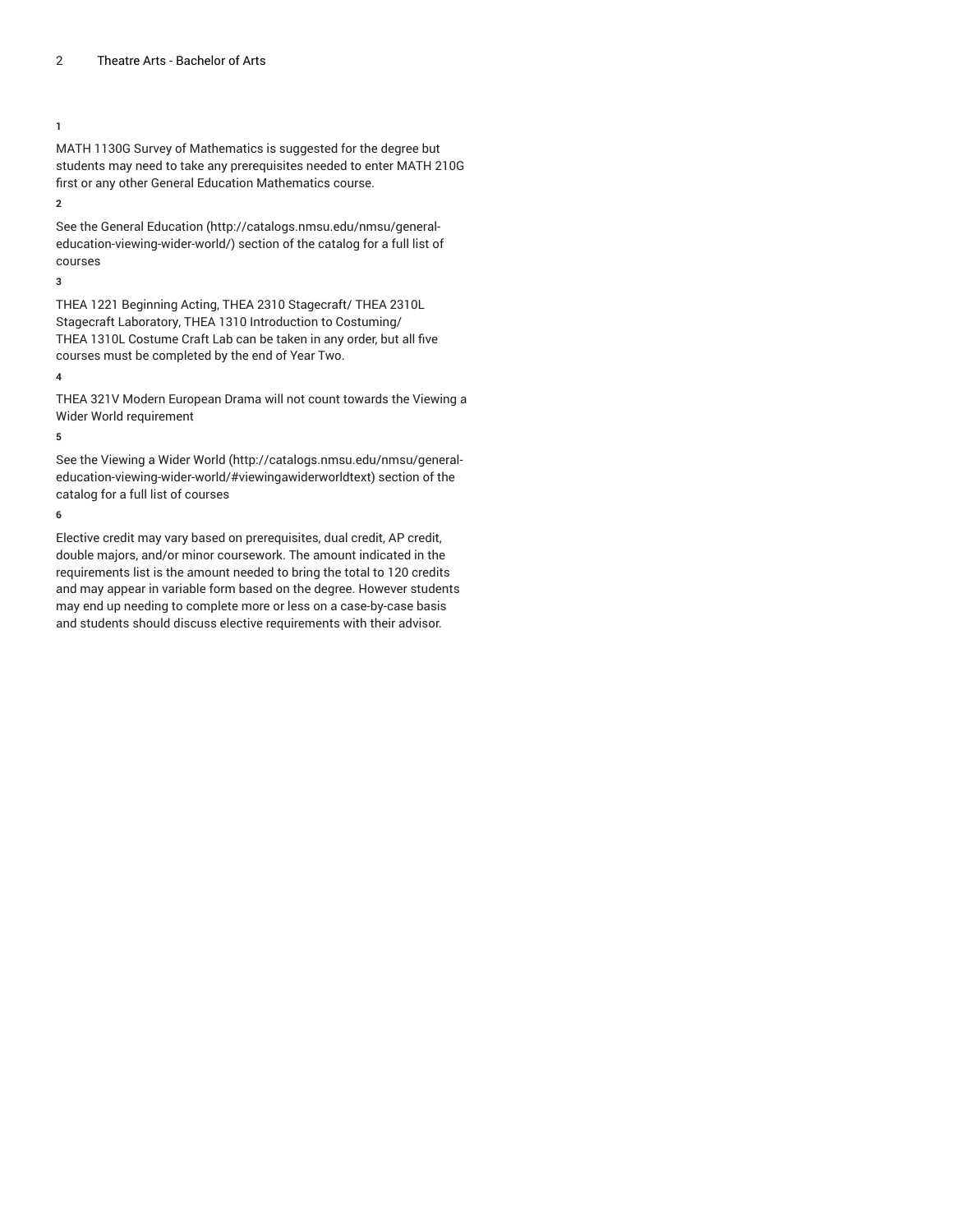1

MATH 1130G Survey of Mathematics is suggested for the degree but students may need to take any prerequisites needed to enter MATH 210G first or any other General Education Mathematics course.

2

See the General Education (http://catalogs.nmsu.edu/nmsu/general-education-viewing-wider-world/) section of the catalog for a full list of courses

3

THEA 1221 Beginning Acting, THEA 2310 Stagecraft/ THEA 2310L Stagecraft Laboratory, THEA 1310 Introduction to Costuming/ THEA 1310L Costume Craft Lab can be taken in any order, but all five courses must be completed by the end of Year Two.

4

THEA 321V Modern European Drama will not count towards the Viewing a Wider World requirement

5

See the Viewing a Wider World (http://catalogs.nmsu.edu/nmsu/general-education-viewing-wider-world/#viewingawiderworldtext) section of the catalog for a full list of courses

6

Elective credit may vary based on prerequisites, dual credit, AP credit, double majors, and/or minor coursework. The amount indicated in the requirements list is the amount needed to bring the total to 120 credits and may appear in variable form based on the degree. However students may end up needing to complete more or less on a case-by-case basis and students should discuss elective requirements with their advisor.